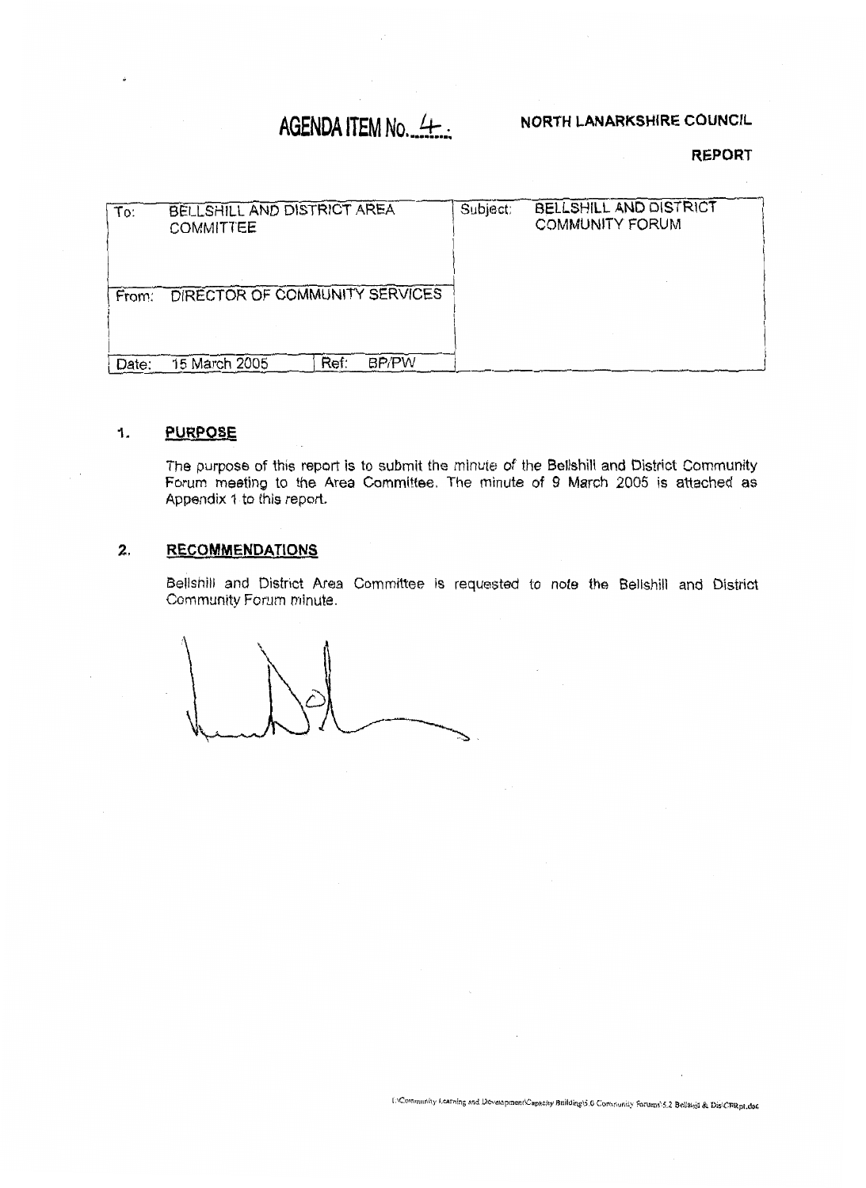**AGENDA ITEM No. 4**

**NORTH LANARKSHIRE COUNCIL**

**REPORT**

| To: | BELLSHILL AND DISTRICT AREA COMMITTEE | | | Subject: | BELLSHILL AND DISTRICT COMMUNITY FORUM |
|---|---|---|---|---|---|
| From: | DIRECTOR OF COMMUNITY SERVICES | | | | |
| Date: | 15 March 2005 | Ref: | BP/PW | | |

## 1. PURPOSE

The purpose of this report is to submit the minute of the Bellshill and District Community Forum meeting to the Area Committee. The minute of 9 March 2005 is attached as Appendix 1 to this report.

## 2. RECOMMENDATIONS

Bellshill and District Area Committee is requested to note the Bellshill and District Community Forum minute.

I:\Community Learning and Development\Capacity Building\5.0 Community Forums\5.2 Bellshill & Dis\CFRpt.doc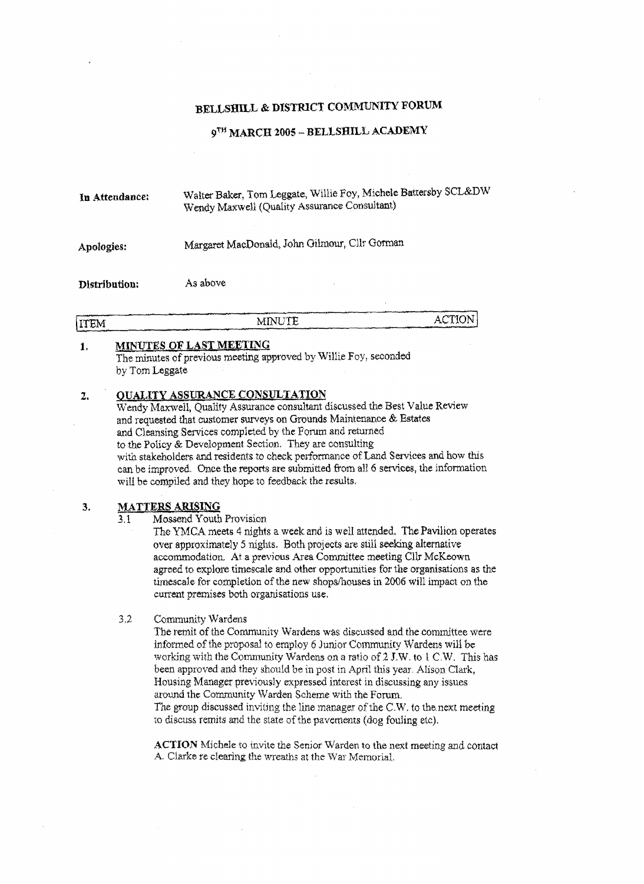# BELLSHILL & DISTRICT COMMUNITY FORUM

## 9TH MARCH 2005 – BELLSHILL ACADEMY

**In Attendance:** Walter Baker, Tom Leggate, Willie Foy, Michele Battersby SCL&DW, Wendy Maxwell (Quality Assurance Consultant)

**Apologies:** Margaret MacDonald, John Gilmour, Cllr Gorman

**Distribution:** As above

| ITEM | MINUTE | ACTION |
|---|---|---|

**1. MINUTES OF LAST MEETING**

The minutes of previous meeting approved by Willie Foy, seconded by Tom Leggate

**2. QUALITY ASSURANCE CONSULTATION**

Wendy Maxwell, Quality Assurance consultant discussed the Best Value Review and requested that customer surveys on Grounds Maintenance & Estates and Cleansing Services completed by the Forum and returned to the Policy & Development Section. They are consulting with stakeholders and residents to check performance of Land Services and how this can be improved. Once the reports are submitted from all 6 services, the information will be compiled and they hope to feedback the results.

**3. MATTERS ARISING**

3.1 Mossend Youth Provision

The YMCA meets 4 nights a week and is well attended. The Pavilion operates over approximately 5 nights. Both projects are still seeking alternative accommodation. At a previous Area Committee meeting Cllr McKeown agreed to explore timescale and other opportunities for the organisations as the timescale for completion of the new shops/houses in 2006 will impact on the current premises both organisations use.

3.2 Community Wardens

The remit of the Community Wardens was discussed and the committee were informed of the proposal to employ 6 Junior Community Wardens will be working with the Community Wardens on a ratio of 2 J.W. to 1 C.W. This has been approved and they should be in post in April this year. Alison Clark, Housing Manager previously expressed interest in discussing any issues around the Community Warden Scheme with the Forum.

The group discussed inviting the line manager of the C.W. to the next meeting to discuss remits and the state of the pavements (dog fouling etc).

**ACTION** Michele to invite the Senior Warden to the next meeting and contact A. Clarke re clearing the wreaths at the War Memorial.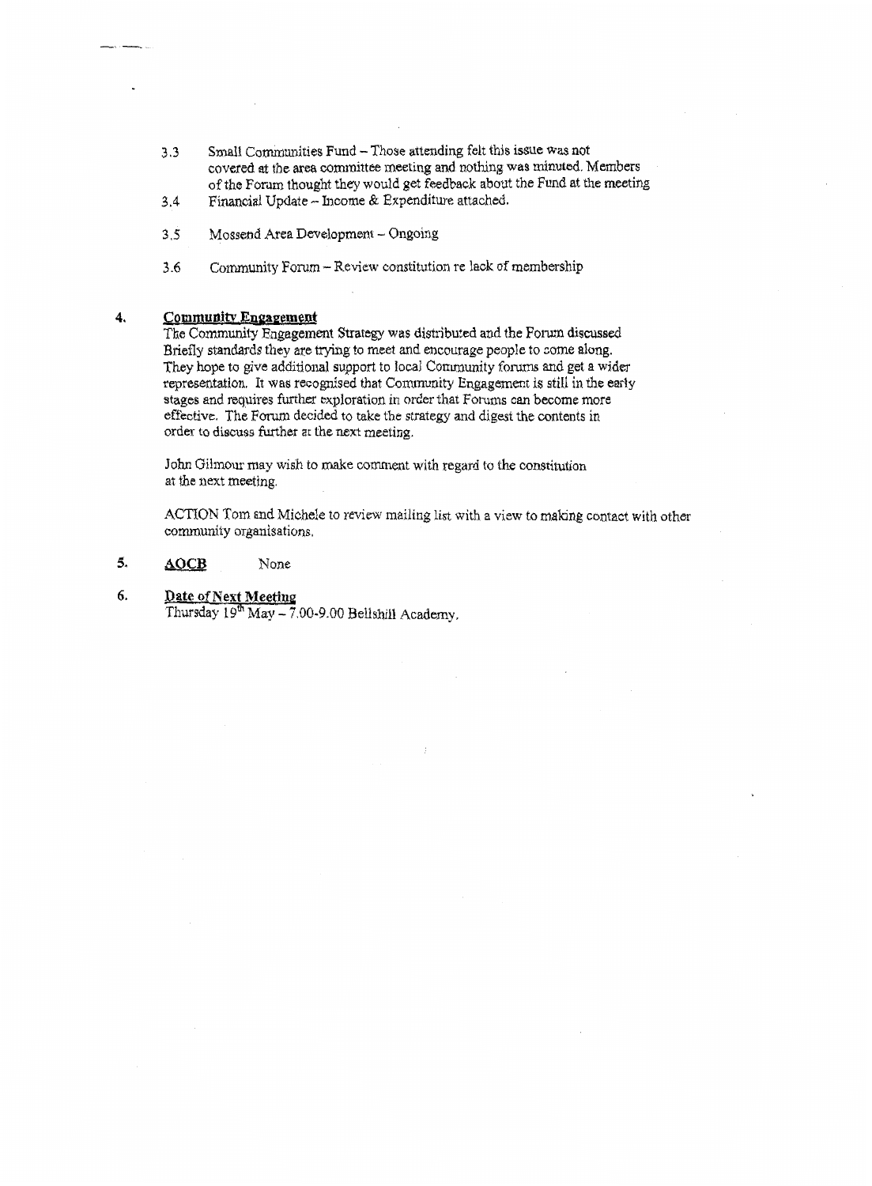3.3 Small Communities Fund – Those attending felt this issue was not covered at the area committee meeting and nothing was minuted. Members of the Forum thought they would get feedback about the Fund at the meeting

3.4 Financial Update – Income & Expenditure attached.

3.5 Mossend Area Development – Ongoing

3.6 Community Forum – Review constitution re lack of membership

## 4. Community Engagement

The Community Engagement Strategy was distributed and the Forum discussed Briefly standards they are trying to meet and encourage people to come along. They hope to give additional support to local Community forums and get a wider representation. It was recognised that Community Engagement is still in the early stages and requires further exploration in order that Forums can become more effective. The Forum decided to take the strategy and digest the contents in order to discuss further at the next meeting.

John Gilmour may wish to make comment with regard to the constitution at the next meeting.

ACTION Tom and Michele to review mailing list with a view to making contact with other community organisations.

## 5. AOCB

None

## 6. Date of Next Meeting

Thursday 19th May – 7.00-9.00 Bellshill Academy.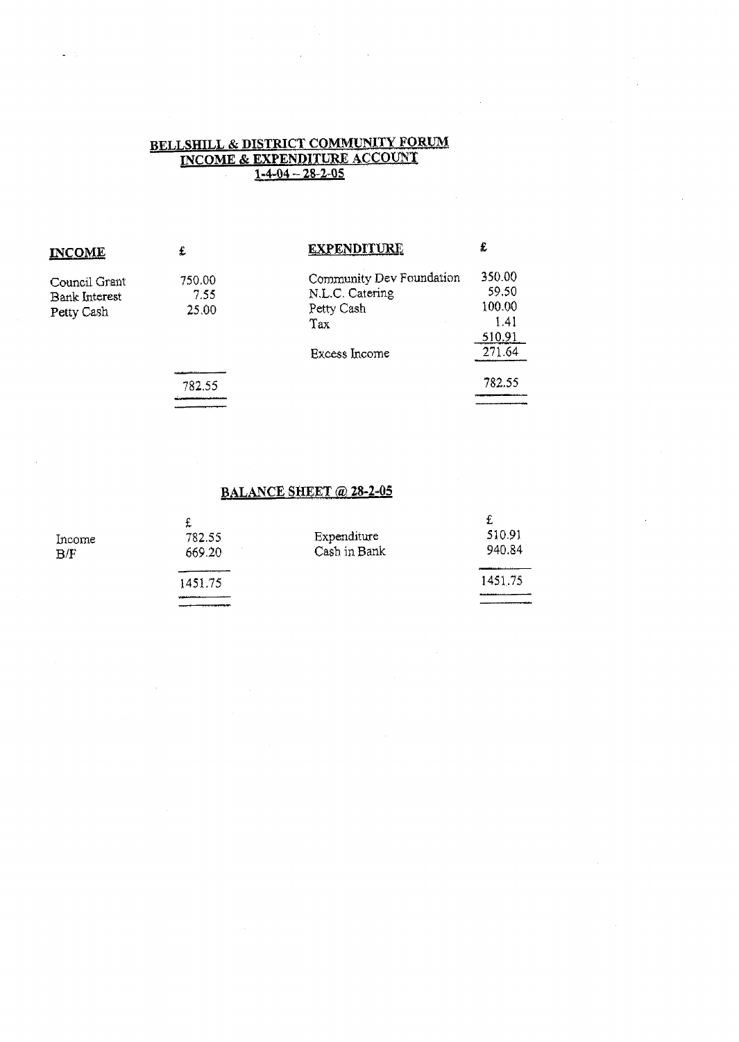# BELLSHILL & DISTRICT COMMUNITY FORUM

## INCOME & EXPENDITURE ACCOUNT

### 1-4-04 – 28-2-05

| INCOME | £ | EXPENDITURE | £ |
|---|---|---|---|
| Council Grant | 750.00 | Community Dev Foundation | 350.00 |
| Bank Interest | 7.55 | N.L.C. Catering | 59.50 |
| Petty Cash | 25.00 | Petty Cash | 100.00 |
| | | Tax | 1.41 |
| | | | 510.91 |
| | | Excess Income | 271.64 |
| | 782.55 | | 782.55 |

## BALANCE SHEET @ 28-2-05

| | £ | | £ |
|---|---|---|---|
| Income | 782.55 | Expenditure | 510.91 |
| B/F | 669.20 | Cash in Bank | 940.84 |
| | 1451.75 | | 1451.75 |